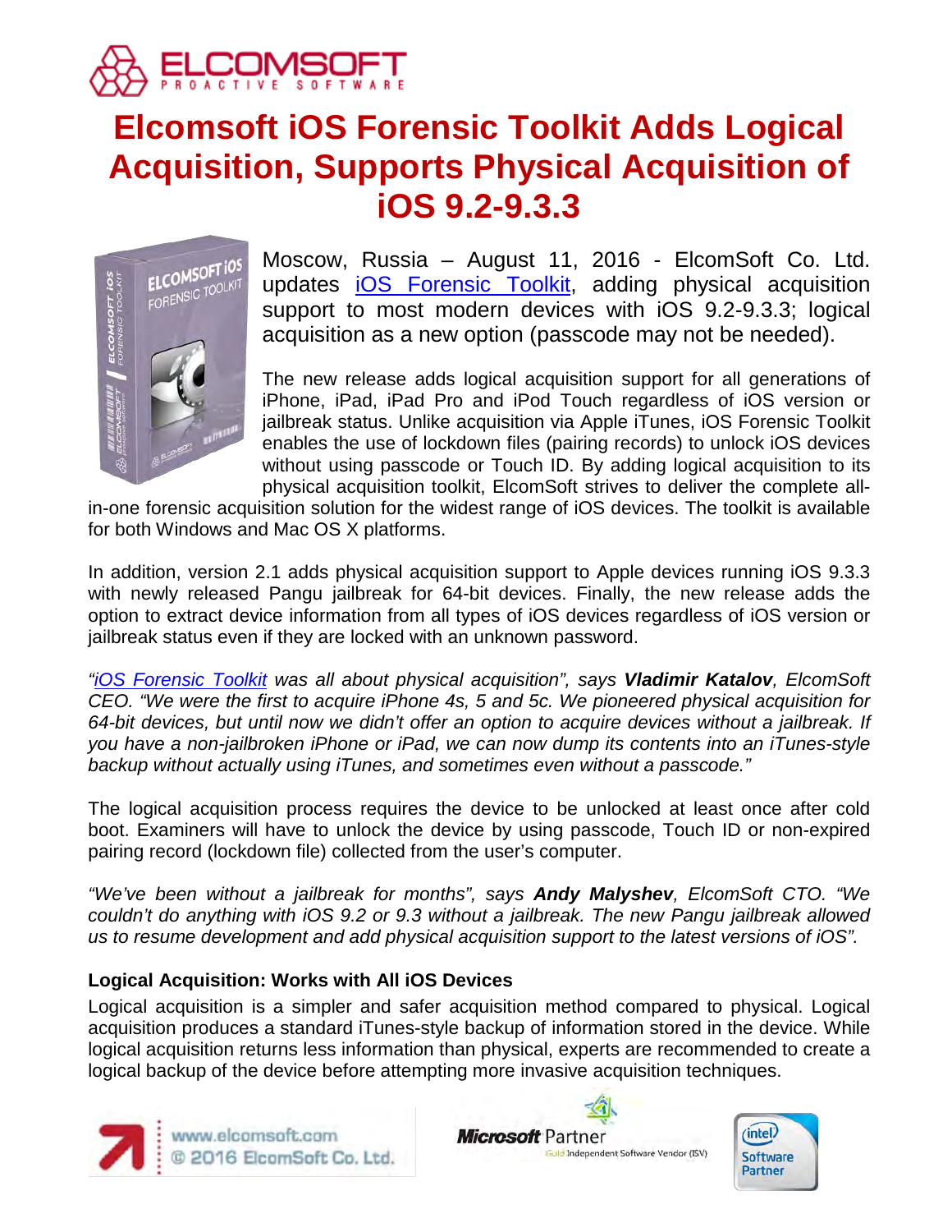# Elcomsoft iOS Forensic Toolkit Adds Logical Acquisition, Supports Physical Acquisition of iOS 9.2-9.3.3

Moscow, Russia – August 11, 2016 - ElcomSoft Co. Ltd. updates iOS Forensic Toolkit, adding physical acquisition support to most modern devices with iOS 9.2-9.3.3; logical acquisition as a new option (passcode may not be needed).

The new release adds logical acquisition support for all generations of iPhone, iPad, iPad Pro and iPod Touch regardless of iOS version or jailbreak status. Unlike acquisition via Apple iTunes, iOS Forensic Toolkit enables the use of lockdown files (pairing records) to unlock iOS devices without using passcode or Touch ID. By adding logical acquisition to its physical acquisition toolkit, ElcomSoft strives to deliver the complete all-in-one forensic acquisition solution for the widest range of iOS devices. The toolkit is available for both Windows and Mac OS X platforms.

In addition, version 2.1 adds physical acquisition support to Apple devices running iOS 9.3.3 with newly released Pangu jailbreak for 64-bit devices. Finally, the new release adds the option to extract device information from all types of iOS devices regardless of iOS version or jailbreak status even if they are locked with an unknown password.

*"iOS Forensic Toolkit was all about physical acquisition", says **Vladimir Katalov**, ElcomSoft CEO. "We were the first to acquire iPhone 4s, 5 and 5c. We pioneered physical acquisition for 64-bit devices, but until now we didn't offer an option to acquire devices without a jailbreak. If you have a non-jailbroken iPhone or iPad, we can now dump its contents into an iTunes-style backup without actually using iTunes, and sometimes even without a passcode."*

The logical acquisition process requires the device to be unlocked at least once after cold boot. Examiners will have to unlock the device by using passcode, Touch ID or non-expired pairing record (lockdown file) collected from the user's computer.

*"We've been without a jailbreak for months", says **Andy Malyshev**, ElcomSoft CTO. "We couldn't do anything with iOS 9.2 or 9.3 without a jailbreak. The new Pangu jailbreak allowed us to resume development and add physical acquisition support to the latest versions of iOS".*

### Logical Acquisition: Works with All iOS Devices

Logical acquisition is a simpler and safer acquisition method compared to physical. Logical acquisition produces a standard iTunes-style backup of information stored in the device. While logical acquisition returns less information than physical, experts are recommended to create a logical backup of the device before attempting more invasive acquisition techniques.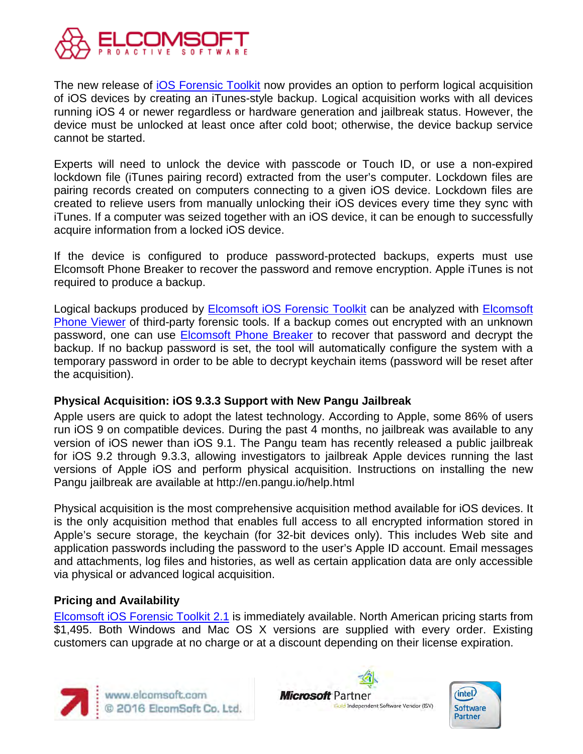The new release of iOS Forensic Toolkit now provides an option to perform logical acquisition of iOS devices by creating an iTunes-style backup. Logical acquisition works with all devices running iOS 4 or newer regardless or hardware generation and jailbreak status. However, the device must be unlocked at least once after cold boot; otherwise, the device backup service cannot be started.

Experts will need to unlock the device with passcode or Touch ID, or use a non-expired lockdown file (iTunes pairing record) extracted from the user's computer. Lockdown files are pairing records created on computers connecting to a given iOS device. Lockdown files are created to relieve users from manually unlocking their iOS devices every time they sync with iTunes. If a computer was seized together with an iOS device, it can be enough to successfully acquire information from a locked iOS device.

If the device is configured to produce password-protected backups, experts must use Elcomsoft Phone Breaker to recover the password and remove encryption. Apple iTunes is not required to produce a backup.

Logical backups produced by Elcomsoft iOS Forensic Toolkit can be analyzed with Elcomsoft Phone Viewer of third-party forensic tools. If a backup comes out encrypted with an unknown password, one can use Elcomsoft Phone Breaker to recover that password and decrypt the backup. If no backup password is set, the tool will automatically configure the system with a temporary password in order to be able to decrypt keychain items (password will be reset after the acquisition).

**Physical Acquisition: iOS 9.3.3 Support with New Pangu Jailbreak**

Apple users are quick to adopt the latest technology. According to Apple, some 86% of users run iOS 9 on compatible devices. During the past 4 months, no jailbreak was available to any version of iOS newer than iOS 9.1. The Pangu team has recently released a public jailbreak for iOS 9.2 through 9.3.3, allowing investigators to jailbreak Apple devices running the last versions of Apple iOS and perform physical acquisition. Instructions on installing the new Pangu jailbreak are available at http://en.pangu.io/help.html

Physical acquisition is the most comprehensive acquisition method available for iOS devices. It is the only acquisition method that enables full access to all encrypted information stored in Apple's secure storage, the keychain (for 32-bit devices only). This includes Web site and application passwords including the password to the user's Apple ID account. Email messages and attachments, log files and histories, as well as certain application data are only accessible via physical or advanced logical acquisition.

**Pricing and Availability**

Elcomsoft iOS Forensic Toolkit 2.1 is immediately available. North American pricing starts from $1,495. Both Windows and Mac OS X versions are supplied with every order. Existing customers can upgrade at no charge or at a discount depending on their license expiration.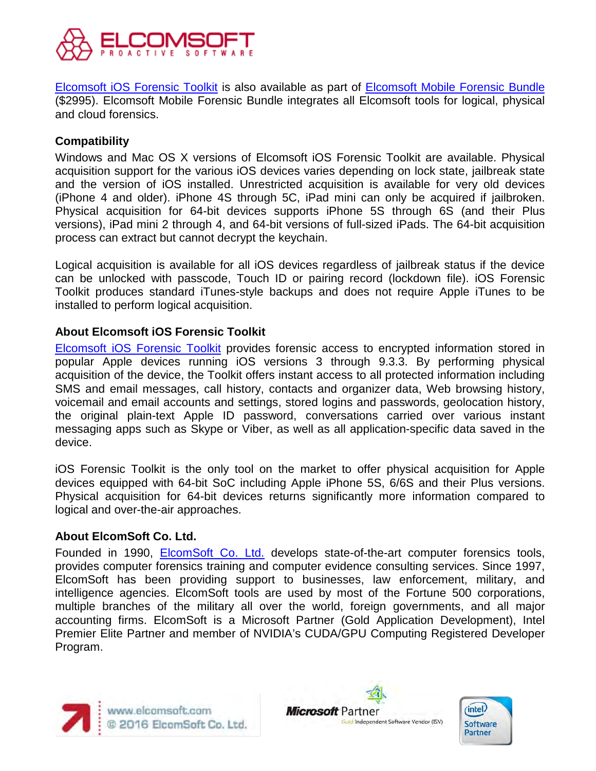Elcomsoft iOS Forensic Toolkit is also available as part of Elcomsoft Mobile Forensic Bundle ($2995). Elcomsoft Mobile Forensic Bundle integrates all Elcomsoft tools for logical, physical and cloud forensics.

**Compatibility**

Windows and Mac OS X versions of Elcomsoft iOS Forensic Toolkit are available. Physical acquisition support for the various iOS devices varies depending on lock state, jailbreak state and the version of iOS installed. Unrestricted acquisition is available for very old devices (iPhone 4 and older). iPhone 4S through 5C, iPad mini can only be acquired if jailbroken. Physical acquisition for 64-bit devices supports iPhone 5S through 6S (and their Plus versions), iPad mini 2 through 4, and 64-bit versions of full-sized iPads. The 64-bit acquisition process can extract but cannot decrypt the keychain.

Logical acquisition is available for all iOS devices regardless of jailbreak status if the device can be unlocked with passcode, Touch ID or pairing record (lockdown file). iOS Forensic Toolkit produces standard iTunes-style backups and does not require Apple iTunes to be installed to perform logical acquisition.

**About Elcomsoft iOS Forensic Toolkit**

Elcomsoft iOS Forensic Toolkit provides forensic access to encrypted information stored in popular Apple devices running iOS versions 3 through 9.3.3. By performing physical acquisition of the device, the Toolkit offers instant access to all protected information including SMS and email messages, call history, contacts and organizer data, Web browsing history, voicemail and email accounts and settings, stored logins and passwords, geolocation history, the original plain-text Apple ID password, conversations carried over various instant messaging apps such as Skype or Viber, as well as all application-specific data saved in the device.

iOS Forensic Toolkit is the only tool on the market to offer physical acquisition for Apple devices equipped with 64-bit SoC including Apple iPhone 5S, 6/6S and their Plus versions. Physical acquisition for 64-bit devices returns significantly more information compared to logical and over-the-air approaches.

**About ElcomSoft Co. Ltd.**

Founded in 1990, ElcomSoft Co. Ltd. develops state-of-the-art computer forensics tools, provides computer forensics training and computer evidence consulting services. Since 1997, ElcomSoft has been providing support to businesses, law enforcement, military, and intelligence agencies. ElcomSoft tools are used by most of the Fortune 500 corporations, multiple branches of the military all over the world, foreign governments, and all major accounting firms. ElcomSoft is a Microsoft Partner (Gold Application Development), Intel Premier Elite Partner and member of NVIDIA's CUDA/GPU Computing Registered Developer Program.

www.elcomsoft.com
© 2016 ElcomSoft Co. Ltd.